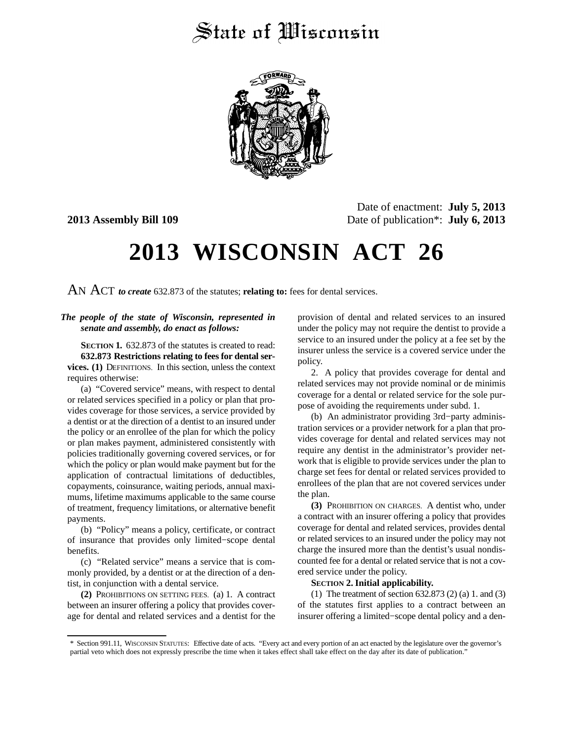# State of Wisconsin

**2013 Assembly Bill 109**

Date of enactment: **July 5, 2013**
Date of publication*: **July 6, 2013**

# 2013 WISCONSIN ACT 26

AN ACT ***to create*** 632.873 of the statutes; **relating to:** fees for dental services.

***The people of the state of Wisconsin, represented in senate and assembly, do enact as follows:***

**SECTION 1.** 632.873 of the statutes is created to read:

**632.873 Restrictions relating to fees for dental services. (1)** DEFINITIONS. In this section, unless the context requires otherwise:

(a) "Covered service" means, with respect to dental or related services specified in a policy or plan that provides coverage for those services, a service provided by a dentist or at the direction of a dentist to an insured under the policy or an enrollee of the plan for which the policy or plan makes payment, administered consistently with policies traditionally governing covered services, or for which the policy or plan would make payment but for the application of contractual limitations of deductibles, copayments, coinsurance, waiting periods, annual maximums, lifetime maximums applicable to the same course of treatment, frequency limitations, or alternative benefit payments.

(b) "Policy" means a policy, certificate, or contract of insurance that provides only limited−scope dental benefits.

(c) "Related service" means a service that is commonly provided, by a dentist or at the direction of a dentist, in conjunction with a dental service.

**(2)** PROHIBITIONS ON SETTING FEES. (a) 1. A contract between an insurer offering a policy that provides coverage for dental and related services and a dentist for the provision of dental and related services to an insured under the policy may not require the dentist to provide a service to an insured under the policy at a fee set by the insurer unless the service is a covered service under the policy.

2. A policy that provides coverage for dental and related services may not provide nominal or de minimis coverage for a dental or related service for the sole purpose of avoiding the requirements under subd. 1.

(b) An administrator providing 3rd−party administration services or a provider network for a plan that provides coverage for dental and related services may not require any dentist in the administrator's provider network that is eligible to provide services under the plan to charge set fees for dental or related services provided to enrollees of the plan that are not covered services under the plan.

**(3)** PROHIBITION ON CHARGES. A dentist who, under a contract with an insurer offering a policy that provides coverage for dental and related services, provides dental or related services to an insured under the policy may not charge the insured more than the dentist's usual nondiscounted fee for a dental or related service that is not a covered service under the policy.

**SECTION 2. Initial applicability.**

(1) The treatment of section 632.873 (2) (a) 1. and (3) of the statutes first applies to a contract between an insurer offering a limited−scope dental policy and a den-

\* Section 991.11, WISCONSIN STATUTES: Effective date of acts. "Every act and every portion of an act enacted by the legislature over the governor's partial veto which does not expressly prescribe the time when it takes effect shall take effect on the day after its date of publication."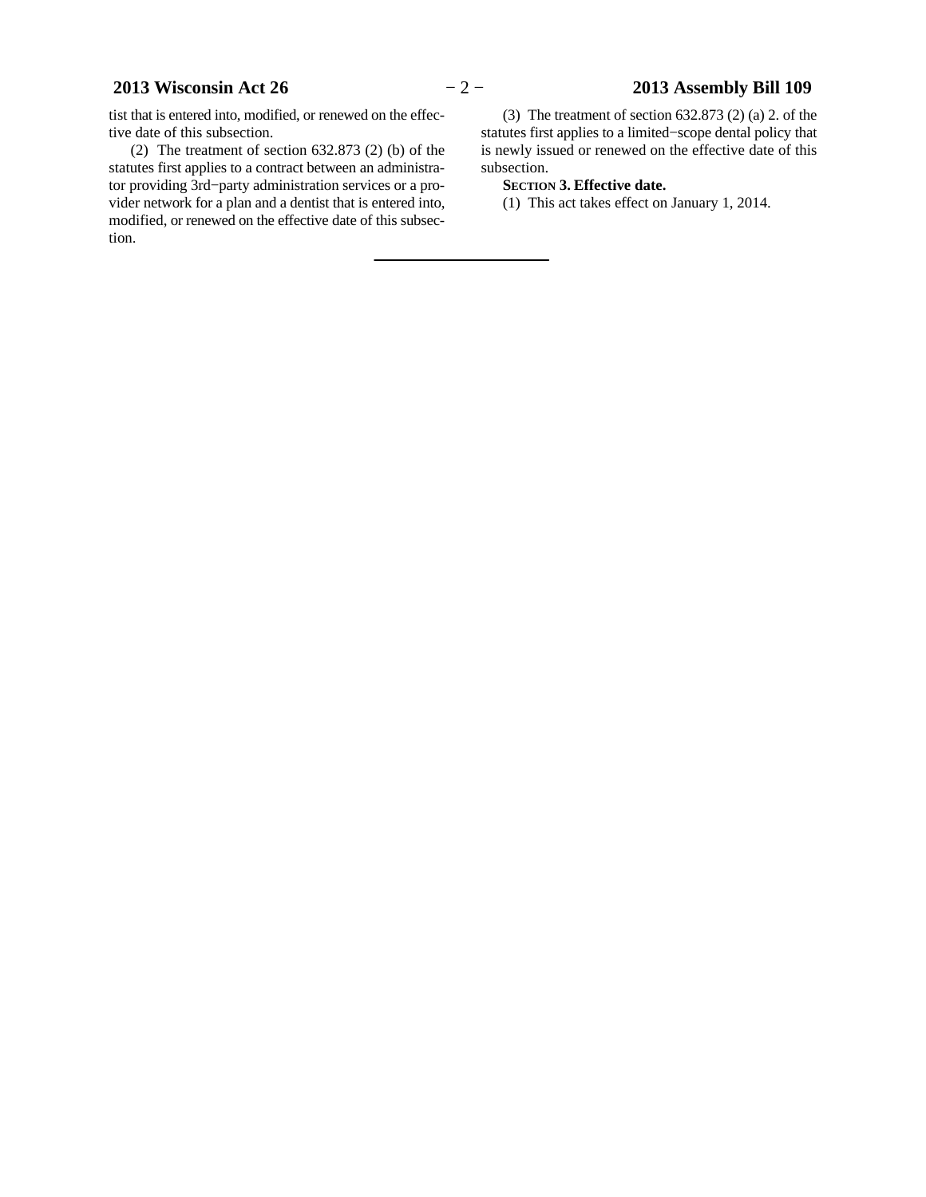tist that is entered into, modified, or renewed on the effective date of this subsection.

(2) The treatment of section 632.873 (2) (b) of the statutes first applies to a contract between an administrator providing 3rd−party administration services or a provider network for a plan and a dentist that is entered into, modified, or renewed on the effective date of this subsection.

(3) The treatment of section 632.873 (2) (a) 2. of the statutes first applies to a limited−scope dental policy that is newly issued or renewed on the effective date of this subsection.

**SECTION 3. Effective date.**

(1) This act takes effect on January 1, 2014.